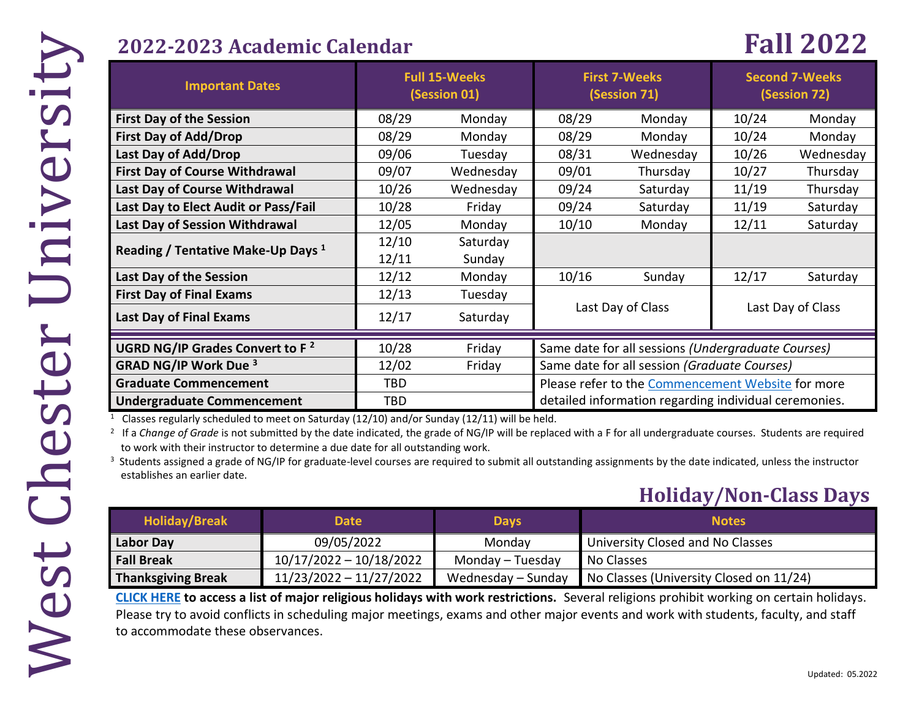# West Chester University

## 2022-2023 Academic Calendar

## Fall 2022

| Important Dates | Full 15-Weeks (Session 01) | | First 7-Weeks (Session 71) | | Second 7-Weeks (Session 72) | |
|---|---|---|---|---|---|---|
| **First Day of the Session** | 08/29 | Monday | 08/29 | Monday | 10/24 | Monday |
| **First Day of Add/Drop** | 08/29 | Monday | 08/29 | Monday | 10/24 | Monday |
| **Last Day of Add/Drop** | 09/06 | Tuesday | 08/31 | Wednesday | 10/26 | Wednesday |
| **First Day of Course Withdrawal** | 09/07 | Wednesday | 09/01 | Thursday | 10/27 | Thursday |
| **Last Day of Course Withdrawal** | 10/26 | Wednesday | 09/24 | Saturday | 11/19 | Thursday |
| **Last Day to Elect Audit or Pass/Fail** | 10/28 | Friday | 09/24 | Saturday | 11/19 | Saturday |
| **Last Day of Session Withdrawal** | 12/05 | Monday | 10/10 | Monday | 12/11 | Saturday |
| **Reading / Tentative Make-Up Days** [1] | 12/10<br>12/11 | Saturday<br>Sunday | | | | |
| **Last Day of the Session** | 12/12 | Monday | 10/16 | Sunday | 12/17 | Saturday |
| **First Day of Final Exams** | 12/13 | Tuesday | Last Day of Class | | Last Day of Class | |
| **Last Day of Final Exams** | 12/17 | Saturday | | | | |
| **UGRD NG/IP Grades Convert to F** [2] | 10/28 | Friday | Same date for all sessions *(Undergraduate Courses)* | | | |
| **GRAD NG/IP Work Due** [3] | 12/02 | Friday | Same date for all session *(Graduate Courses)* | | | |
| **Graduate Commencement** | TBD | | Please refer to the Commencement Website for more detailed information regarding individual ceremonies. | | | |
| **Undergraduate Commencement** | TBD | | | | | |

[1] Classes regularly scheduled to meet on Saturday (12/10) and/or Sunday (12/11) will be held.

[2] If a *Change of Grade* is not submitted by the date indicated, the grade of NG/IP will be replaced with a F for all undergraduate courses. Students are required to work with their instructor to determine a due date for all outstanding work.

[3] Students assigned a grade of NG/IP for graduate-level courses are required to submit all outstanding assignments by the date indicated, unless the instructor establishes an earlier date.

## Holiday/Non-Class Days

| Holiday/Break | Date | Days | Notes |
|---|---|---|---|
| **Labor Day** | 09/05/2022 | Monday | University Closed and No Classes |
| **Fall Break** | 10/17/2022 – 10/18/2022 | Monday – Tuesday | No Classes |
| **Thanksgiving Break** | 11/23/2022 – 11/27/2022 | Wednesday – Sunday | No Classes (University Closed on 11/24) |

**CLICK HERE to access a list of major religious holidays with work restrictions.** Several religions prohibit working on certain holidays. Please try to avoid conflicts in scheduling major meetings, exams and other major events and work with students, faculty, and staff to accommodate these observances.

Updated: 05.2022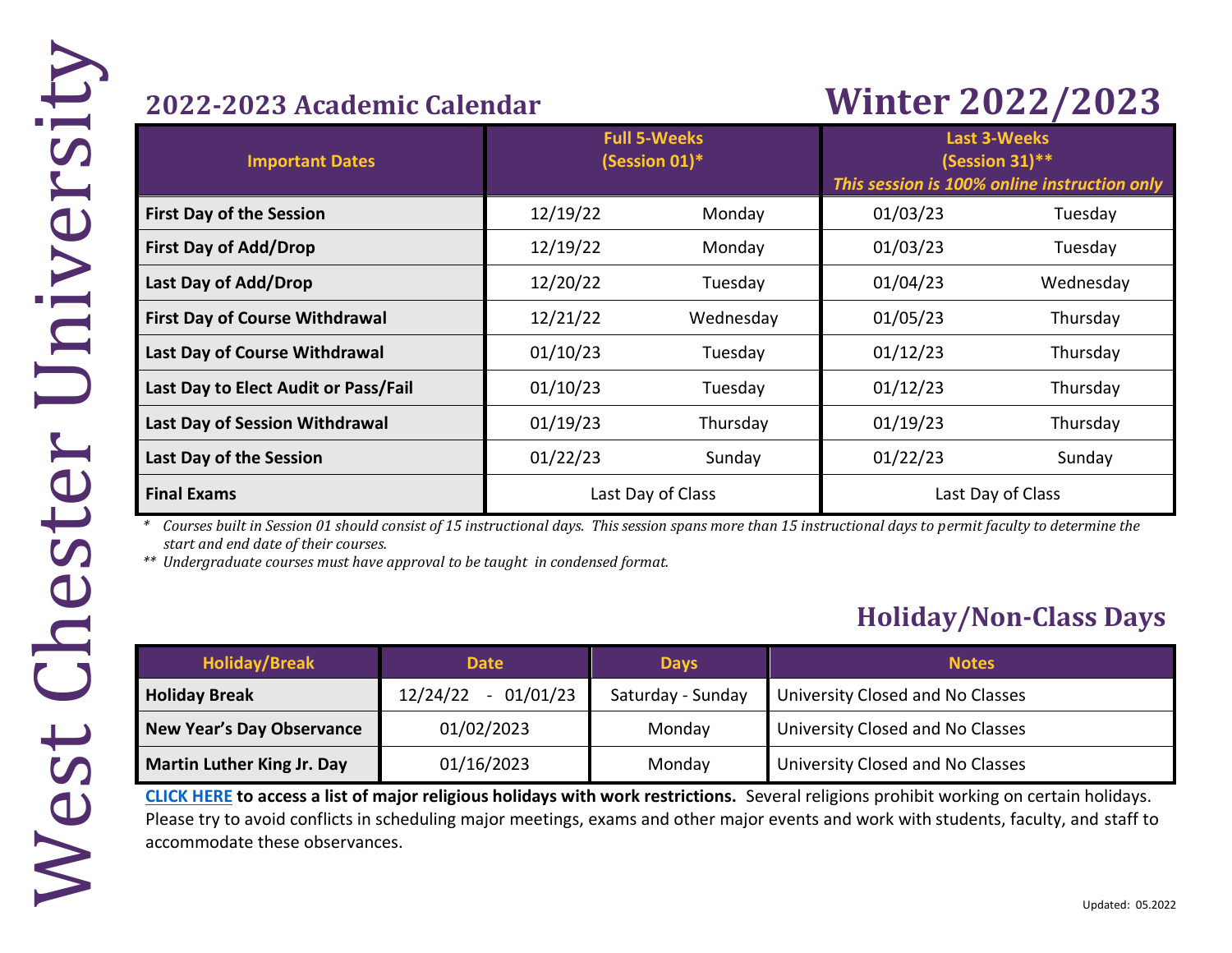West Chester University

## 2022-2023 Academic Calendar

# Winter 2022/2023

| Important Dates | Full 5-Weeks (Session 01)* | | Last 3-Weeks (Session 31)** *This session is 100% online instruction only* | |
|---|---|---|---|---|
| **First Day of the Session** | 12/19/22 | Monday | 01/03/23 | Tuesday |
| **First Day of Add/Drop** | 12/19/22 | Monday | 01/03/23 | Tuesday |
| **Last Day of Add/Drop** | 12/20/22 | Tuesday | 01/04/23 | Wednesday |
| **First Day of Course Withdrawal** | 12/21/22 | Wednesday | 01/05/23 | Thursday |
| **Last Day of Course Withdrawal** | 01/10/23 | Tuesday | 01/12/23 | Thursday |
| **Last Day to Elect Audit or Pass/Fail** | 01/10/23 | Tuesday | 01/12/23 | Thursday |
| **Last Day of Session Withdrawal** | 01/19/23 | Thursday | 01/19/23 | Thursday |
| **Last Day of the Session** | 01/22/23 | Sunday | 01/22/23 | Sunday |
| **Final Exams** | Last Day of Class | | Last Day of Class | |

*\* Courses built in Session 01 should consist of 15 instructional days. This session spans more than 15 instructional days to permit faculty to determine the start and end date of their courses.*

*\*\* Undergraduate courses must have approval to be taught in condensed format.*

## Holiday/Non-Class Days

| Holiday/Break | Date | Days | Notes |
|---|---|---|---|
| **Holiday Break** | 12/24/22 - 01/01/23 | Saturday - Sunday | University Closed and No Classes |
| **New Year's Day Observance** | 01/02/2023 | Monday | University Closed and No Classes |
| **Martin Luther King Jr. Day** | 01/16/2023 | Monday | University Closed and No Classes |

**CLICK HERE to access a list of major religious holidays with work restrictions.** Several religions prohibit working on certain holidays. Please try to avoid conflicts in scheduling major meetings, exams and other major events and work with students, faculty, and staff to accommodate these observances.

Updated: 05.2022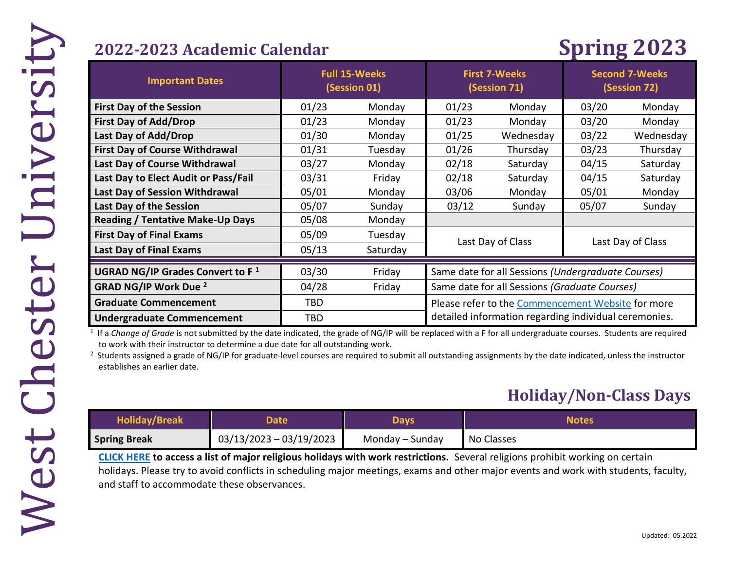West Chester University

## 2022-2023 Academic Calendar

# Spring 2023

| Important Dates | Full 15-Weeks (Session 01) | | First 7-Weeks (Session 71) | | Second 7-Weeks (Session 72) | |
|---|---|---|---|---|---|---|
| **First Day of the Session** | 01/23 | Monday | 01/23 | Monday | 03/20 | Monday |
| **First Day of Add/Drop** | 01/23 | Monday | 01/23 | Monday | 03/20 | Monday |
| **Last Day of Add/Drop** | 01/30 | Monday | 01/25 | Wednesday | 03/22 | Wednesday |
| **First Day of Course Withdrawal** | 01/31 | Tuesday | 01/26 | Thursday | 03/23 | Thursday |
| **Last Day of Course Withdrawal** | 03/27 | Monday | 02/18 | Saturday | 04/15 | Saturday |
| **Last Day to Elect Audit or Pass/Fail** | 03/31 | Friday | 02/18 | Saturday | 04/15 | Saturday |
| **Last Day of Session Withdrawal** | 05/01 | Monday | 03/06 | Monday | 05/01 | Monday |
| **Last Day of the Session** | 05/07 | Sunday | 03/12 | Sunday | 05/07 | Sunday |
| **Reading / Tentative Make-Up Days** | 05/08 | Monday | | | | |
| **First Day of Final Exams** | 05/09 | Tuesday | Last Day of Class | | Last Day of Class | |
| **Last Day of Final Exams** | 05/13 | Saturday | | | | |
| **UGRAD NG/IP Grades Convert to F [1]** | 03/30 | Friday | Same date for all Sessions *(Undergraduate Courses)* | | | |
| **GRAD NG/IP Work Due [2]** | 04/28 | Friday | Same date for all Sessions *(Graduate Courses)* | | | |
| **Graduate Commencement** | TBD | | Please refer to the Commencement Website for more detailed information regarding individual ceremonies. | | | |
| **Undergraduate Commencement** | TBD | | | | | |

[1] If a *Change of Grade* is not submitted by the date indicated, the grade of NG/IP will be replaced with a F for all undergraduate courses. Students are required to work with their instructor to determine a due date for all outstanding work.

[2] Students assigned a grade of NG/IP for graduate-level courses are required to submit all outstanding assignments by the date indicated, unless the instructor establishes an earlier date.

## Holiday/Non-Class Days

| Holiday/Break | Date | Days | Notes |
|---|---|---|---|
| **Spring Break** | 03/13/2023 – 03/19/2023 | Monday – Sunday | No Classes |

**CLICK HERE to access a list of major religious holidays with work restrictions.** Several religions prohibit working on certain holidays. Please try to avoid conflicts in scheduling major meetings, exams and other major events and work with students, faculty, and staff to accommodate these observances.

Updated: 05.2022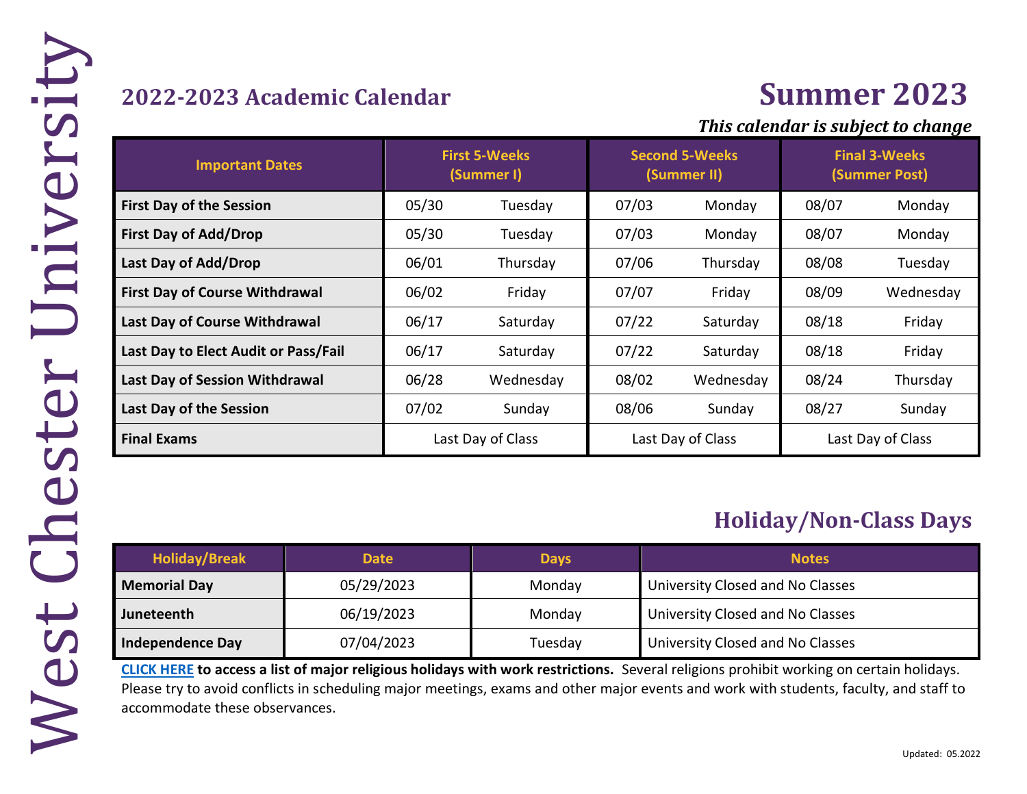# West Chester University

## 2022-2023 Academic Calendar

# Summer 2023

***This calendar is subject to change***

| Important Dates | First 5-Weeks (Summer I) | | Second 5-Weeks (Summer II) | | Final 3-Weeks (Summer Post) | |
|---|---|---|---|---|---|---|
| **First Day of the Session** | 05/30 | Tuesday | 07/03 | Monday | 08/07 | Monday |
| **First Day of Add/Drop** | 05/30 | Tuesday | 07/03 | Monday | 08/07 | Monday |
| **Last Day of Add/Drop** | 06/01 | Thursday | 07/06 | Thursday | 08/08 | Tuesday |
| **First Day of Course Withdrawal** | 06/02 | Friday | 07/07 | Friday | 08/09 | Wednesday |
| **Last Day of Course Withdrawal** | 06/17 | Saturday | 07/22 | Saturday | 08/18 | Friday |
| **Last Day to Elect Audit or Pass/Fail** | 06/17 | Saturday | 07/22 | Saturday | 08/18 | Friday |
| **Last Day of Session Withdrawal** | 06/28 | Wednesday | 08/02 | Wednesday | 08/24 | Thursday |
| **Last Day of the Session** | 07/02 | Sunday | 08/06 | Sunday | 08/27 | Sunday |
| **Final Exams** | Last Day of Class | | Last Day of Class | | Last Day of Class | |

## Holiday/Non-Class Days

| Holiday/Break | Date | Days | Notes |
|---|---|---|---|
| **Memorial Day** | 05/29/2023 | Monday | University Closed and No Classes |
| **Juneteenth** | 06/19/2023 | Monday | University Closed and No Classes |
| **Independence Day** | 07/04/2023 | Tuesday | University Closed and No Classes |

**CLICK HERE to access a list of major religious holidays with work restrictions.** Several religions prohibit working on certain holidays. Please try to avoid conflicts in scheduling major meetings, exams and other major events and work with students, faculty, and staff to accommodate these observances.

Updated: 05.2022